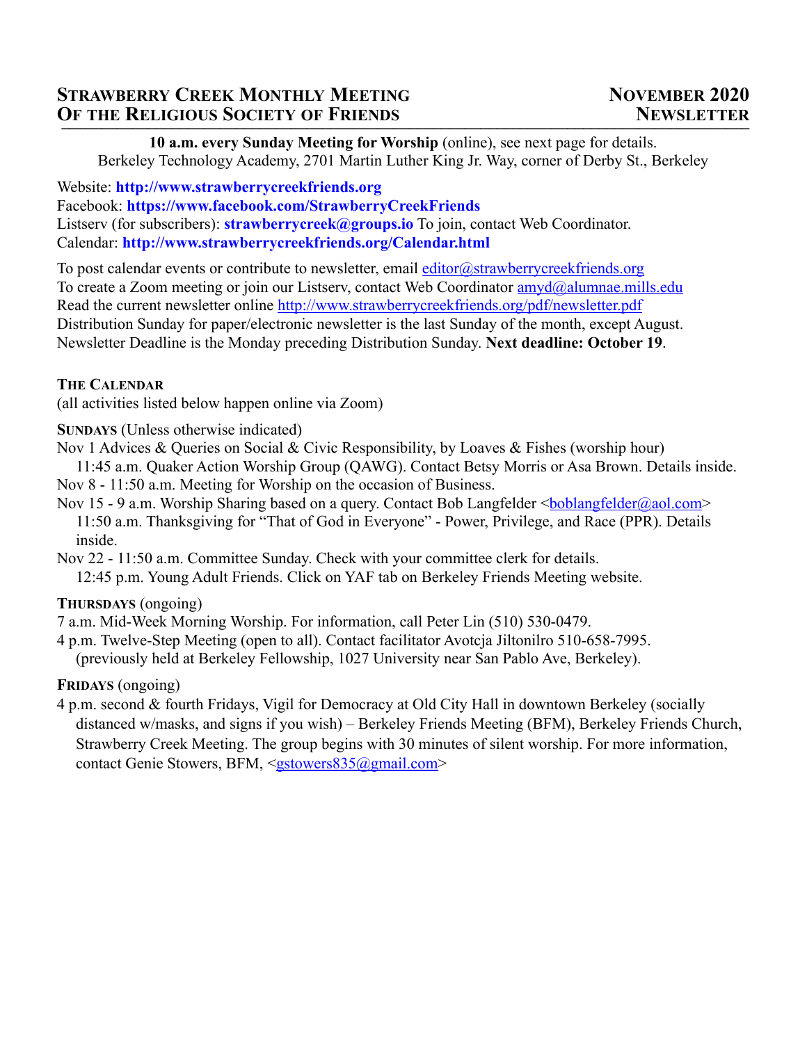# Strawberry Creek Monthly Meeting Of the Religious Society of Friends

## November 2020 Newsletter

**10 a.m. every Sunday Meeting for Worship** (online), see next page for details.
Berkeley Technology Academy, 2701 Martin Luther King Jr. Way, corner of Derby St., Berkeley

Website: **http://www.strawberrycreekfriends.org**
Facebook: **https://www.facebook.com/StrawberryCreekFriends**
Listserv (for subscribers): **strawberrycreek@groups.io** To join, contact Web Coordinator.
Calendar: **http://www.strawberrycreekfriends.org/Calendar.html**

To post calendar events or contribute to newsletter, email editor@strawberrycreekfriends.org
To create a Zoom meeting or join our Listserv, contact Web Coordinator amyd@alumnae.mills.edu
Read the current newsletter online http://www.strawberrycreekfriends.org/pdf/newsletter.pdf
Distribution Sunday for paper/electronic newsletter is the last Sunday of the month, except August.
Newsletter Deadline is the Monday preceding Distribution Sunday. **Next deadline: October 19**.

### The Calendar

(all activities listed below happen online via Zoom)

**Sundays** (Unless otherwise indicated)

Nov 1 Advices & Queries on Social & Civic Responsibility, by Loaves & Fishes (worship hour)
11:45 a.m. Quaker Action Worship Group (QAWG). Contact Betsy Morris or Asa Brown. Details inside.

Nov 8 - 11:50 a.m. Meeting for Worship on the occasion of Business.

Nov 15 - 9 a.m. Worship Sharing based on a query. Contact Bob Langfelder <boblangfelder@aol.com>
11:50 a.m. Thanksgiving for "That of God in Everyone" - Power, Privilege, and Race (PPR). Details inside.

Nov 22 - 11:50 a.m. Committee Sunday. Check with your committee clerk for details.
12:45 p.m. Young Adult Friends. Click on YAF tab on Berkeley Friends Meeting website.

**Thursdays** (ongoing)

7 a.m. Mid-Week Morning Worship. For information, call Peter Lin (510) 530-0479.

4 p.m. Twelve-Step Meeting (open to all). Contact facilitator Avotcja Jiltonilro 510-658-7995. (previously held at Berkeley Fellowship, 1027 University near San Pablo Ave, Berkeley).

**Fridays** (ongoing)

4 p.m. second & fourth Fridays, Vigil for Democracy at Old City Hall in downtown Berkeley (socially distanced w/masks, and signs if you wish) – Berkeley Friends Meeting (BFM), Berkeley Friends Church, Strawberry Creek Meeting. The group begins with 30 minutes of silent worship. For more information, contact Genie Stowers, BFM, <gstowers835@gmail.com>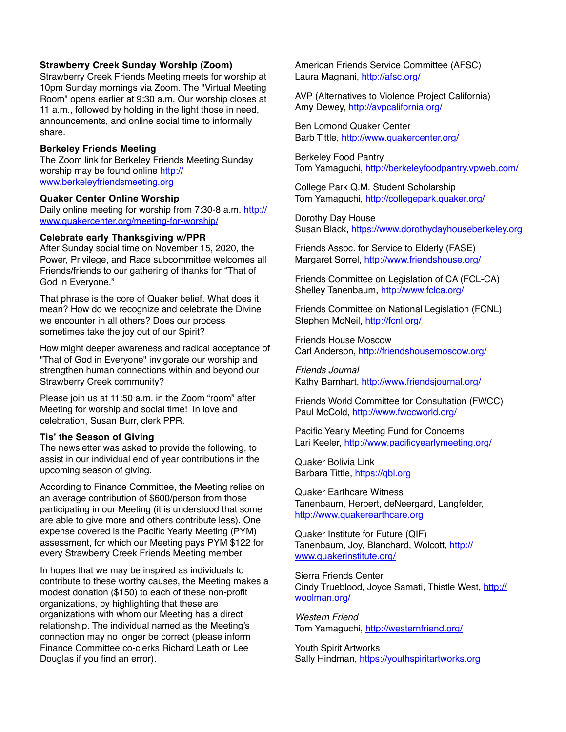### Strawberry Creek Sunday Worship (Zoom)

Strawberry Creek Friends Meeting meets for worship at 10pm Sunday mornings via Zoom. The "Virtual Meeting Room" opens earlier at 9:30 a.m. Our worship closes at 11 a.m., followed by holding in the light those in need, announcements, and online social time to informally share.

### Berkeley Friends Meeting

The Zoom link for Berkeley Friends Meeting Sunday worship may be found online http://www.berkeleyfriendsmeeting.org

### Quaker Center Online Worship

Daily online meeting for worship from 7:30-8 a.m. http://www.quakercenter.org/meeting-for-worship/

### Celebrate early Thanksgiving w/PPR

After Sunday social time on November 15, 2020, the Power, Privilege, and Race subcommittee welcomes all Friends/friends to our gathering of thanks for "That of God in Everyone."

That phrase is the core of Quaker belief. What does it mean? How do we recognize and celebrate the Divine we encounter in all others? Does our process sometimes take the joy out of our Spirit?

How might deeper awareness and radical acceptance of "That of God in Everyone" invigorate our worship and strengthen human connections within and beyond our Strawberry Creek community?

Please join us at 11:50 a.m. in the Zoom "room" after Meeting for worship and social time! In love and celebration, Susan Burr, clerk PPR.

### Tis' the Season of Giving

The newsletter was asked to provide the following, to assist in our individual end of year contributions in the upcoming season of giving.

According to Finance Committee, the Meeting relies on an average contribution of $600/person from those participating in our Meeting (it is understood that some are able to give more and others contribute less). One expense covered is the Pacific Yearly Meeting (PYM) assessment, for which our Meeting pays PYM $122 for every Strawberry Creek Friends Meeting member.

In hopes that we may be inspired as individuals to contribute to these worthy causes, the Meeting makes a modest donation ($150) to each of these non-profit organizations, by highlighting that these are organizations with whom our Meeting has a direct relationship. The individual named as the Meeting's connection may no longer be correct (please inform Finance Committee co-clerks Richard Leath or Lee Douglas if you find an error).

American Friends Service Committee (AFSC)
Laura Magnani, http://afsc.org/

AVP (Alternatives to Violence Project California)
Amy Dewey, http://avpcalifornia.org/

Ben Lomond Quaker Center
Barb Tittle, http://www.quakercenter.org/

Berkeley Food Pantry
Tom Yamaguchi, http://berkeleyfoodpantry.vpweb.com/

College Park Q.M. Student Scholarship
Tom Yamaguchi, http://collegepark.quaker.org/

Dorothy Day House
Susan Black, https://www.dorothydayhouseberkeley.org

Friends Assoc. for Service to Elderly (FASE)
Margaret Sorrel, http://www.friendshouse.org/

Friends Committee on Legislation of CA (FCL-CA)
Shelley Tanenbaum, http://www.fclca.org/

Friends Committee on National Legislation (FCNL)
Stephen McNeil, http://fcnl.org/

Friends House Moscow
Carl Anderson, http://friendshousemoscow.org/

*Friends Journal*
Kathy Barnhart, http://www.friendsjournal.org/

Friends World Committee for Consultation (FWCC)
Paul McCold, http://www.fwccworld.org/

Pacific Yearly Meeting Fund for Concerns
Lari Keeler, http://www.pacificyearlymeeting.org/

Quaker Bolivia Link
Barbara Tittle, https://qbl.org

Quaker Earthcare Witness
Tanenbaum, Herbert, deNeergard, Langfelder, http://www.quakerearthcare.org

Quaker Institute for Future (QIF)
Tanenbaum, Joy, Blanchard, Wolcott, http://www.quakerinstitute.org/

Sierra Friends Center
Cindy Trueblood, Joyce Samati, Thistle West, http://woolman.org/

*Western Friend*
Tom Yamaguchi, http://westernfriend.org/

Youth Spirit Artworks
Sally Hindman, https://youthspiritartworks.org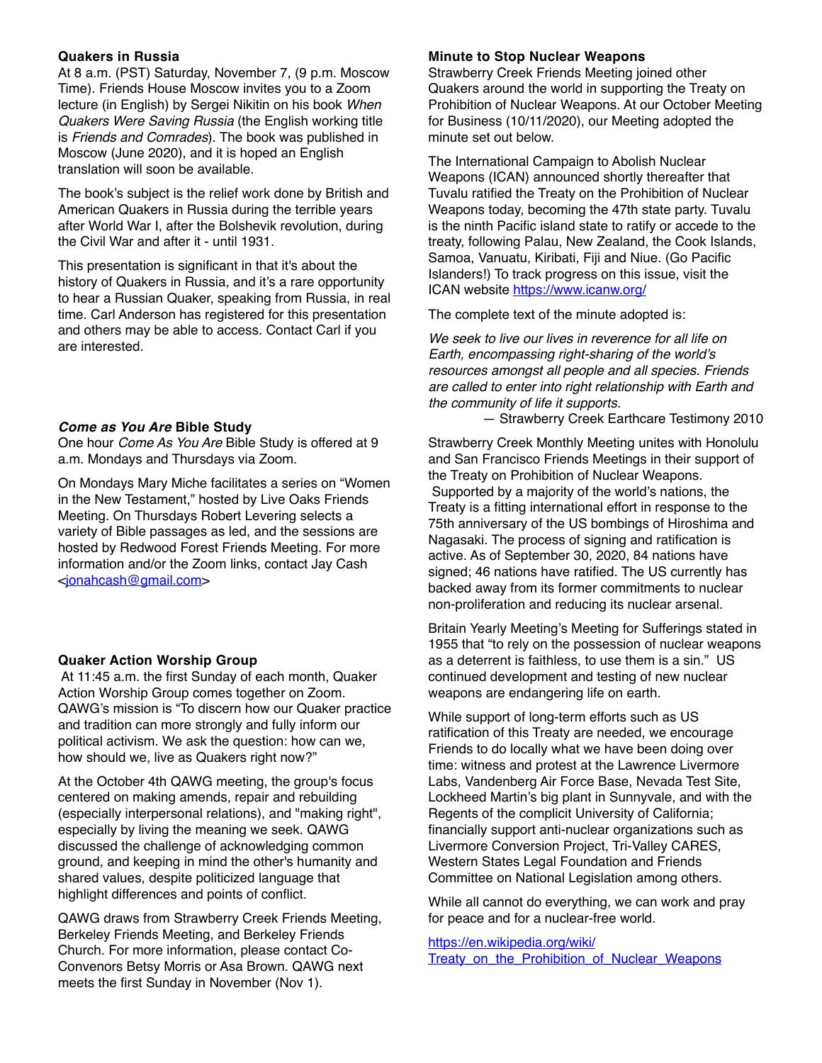### Quakers in Russia

At 8 a.m. (PST) Saturday, November 7, (9 p.m. Moscow Time). Friends House Moscow invites you to a Zoom lecture (in English) by Sergei Nikitin on his book *When Quakers Were Saving Russia* (the English working title is *Friends and Comrades*). The book was published in Moscow (June 2020), and it is hoped an English translation will soon be available.

The book's subject is the relief work done by British and American Quakers in Russia during the terrible years after World War I, after the Bolshevik revolution, during the Civil War and after it - until 1931.

This presentation is significant in that it's about the history of Quakers in Russia, and it's a rare opportunity to hear a Russian Quaker, speaking from Russia, in real time. Carl Anderson has registered for this presentation and others may be able to access. Contact Carl if you are interested.

### *Come as You Are* Bible Study

One hour *Come As You Are* Bible Study is offered at 9 a.m. Mondays and Thursdays via Zoom.

On Mondays Mary Miche facilitates a series on "Women in the New Testament," hosted by Live Oaks Friends Meeting. On Thursdays Robert Levering selects a variety of Bible passages as led, and the sessions are hosted by Redwood Forest Friends Meeting. For more information and/or the Zoom links, contact Jay Cash <jonahcash@gmail.com>

### Quaker Action Worship Group

At 11:45 a.m. the first Sunday of each month, Quaker Action Worship Group comes together on Zoom. QAWG's mission is "To discern how our Quaker practice and tradition can more strongly and fully inform our political activism. We ask the question: how can we, how should we, live as Quakers right now?"

At the October 4th QAWG meeting, the group's focus centered on making amends, repair and rebuilding (especially interpersonal relations), and "making right", especially by living the meaning we seek. QAWG discussed the challenge of acknowledging common ground, and keeping in mind the other's humanity and shared values, despite politicized language that highlight differences and points of conflict.

QAWG draws from Strawberry Creek Friends Meeting, Berkeley Friends Meeting, and Berkeley Friends Church. For more information, please contact Co-Convenors Betsy Morris or Asa Brown. QAWG next meets the first Sunday in November (Nov 1).

### Minute to Stop Nuclear Weapons

Strawberry Creek Friends Meeting joined other Quakers around the world in supporting the Treaty on Prohibition of Nuclear Weapons. At our October Meeting for Business (10/11/2020), our Meeting adopted the minute set out below.

The International Campaign to Abolish Nuclear Weapons (ICAN) announced shortly thereafter that Tuvalu ratified the Treaty on the Prohibition of Nuclear Weapons today, becoming the 47th state party. Tuvalu is the ninth Pacific island state to ratify or accede to the treaty, following Palau, New Zealand, the Cook Islands, Samoa, Vanuatu, Kiribati, Fiji and Niue. (Go Pacific Islanders!) To track progress on this issue, visit the ICAN website https://www.icanw.org/

The complete text of the minute adopted is:

*We seek to live our lives in reverence for all life on Earth, encompassing right-sharing of the world's resources amongst all people and all species. Friends are called to enter into right relationship with Earth and the community of life it supports.*

— Strawberry Creek Earthcare Testimony 2010

Strawberry Creek Monthly Meeting unites with Honolulu and San Francisco Friends Meetings in their support of the Treaty on Prohibition of Nuclear Weapons. Supported by a majority of the world's nations, the Treaty is a fitting international effort in response to the 75th anniversary of the US bombings of Hiroshima and Nagasaki. The process of signing and ratification is active. As of September 30, 2020, 84 nations have signed; 46 nations have ratified. The US currently has backed away from its former commitments to nuclear non-proliferation and reducing its nuclear arsenal.

Britain Yearly Meeting's Meeting for Sufferings stated in 1955 that "to rely on the possession of nuclear weapons as a deterrent is faithless, to use them is a sin." US continued development and testing of new nuclear weapons are endangering life on earth.

While support of long-term efforts such as US ratification of this Treaty are needed, we encourage Friends to do locally what we have been doing over time: witness and protest at the Lawrence Livermore Labs, Vandenberg Air Force Base, Nevada Test Site, Lockheed Martin's big plant in Sunnyvale, and with the Regents of the complicit University of California; financially support anti-nuclear organizations such as Livermore Conversion Project, Tri-Valley CARES, Western States Legal Foundation and Friends Committee on National Legislation among others.

While all cannot do everything, we can work and pray for peace and for a nuclear-free world.

https://en.wikipedia.org/wiki/Treaty_on_the_Prohibition_of_Nuclear_Weapons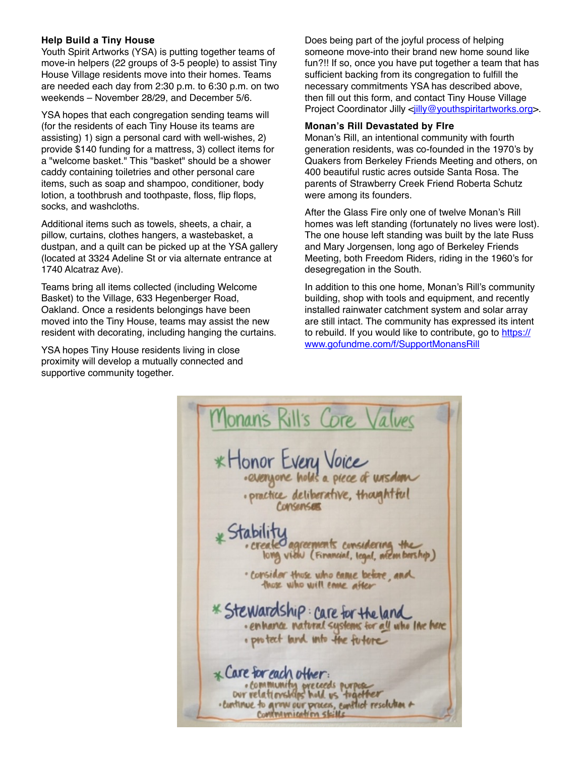**Help Build a Tiny House**

Youth Spirit Artworks (YSA) is putting together teams of move-in helpers (22 groups of 3-5 people) to assist Tiny House Village residents move into their homes. Teams are needed each day from 2:30 p.m. to 6:30 p.m. on two weekends – November 28/29, and December 5/6.

YSA hopes that each congregation sending teams will (for the residents of each Tiny House its teams are assisting) 1) sign a personal card with well-wishes, 2) provide $140 funding for a mattress, 3) collect items for a "welcome basket." This "basket" should be a shower caddy containing toiletries and other personal care items, such as soap and shampoo, conditioner, body lotion, a toothbrush and toothpaste, floss, flip flops, socks, and washcloths.

Additional items such as towels, sheets, a chair, a pillow, curtains, clothes hangers, a wastebasket, a dustpan, and a quilt can be picked up at the YSA gallery (located at 3324 Adeline St or via alternate entrance at 1740 Alcatraz Ave).

Teams bring all items collected (including Welcome Basket) to the Village, 633 Hegenberger Road, Oakland. Once a residents belongings have been moved into the Tiny House, teams may assist the new resident with decorating, including hanging the curtains.

YSA hopes Tiny House residents living in close proximity will develop a mutually connected and supportive community together.

Does being part of the joyful process of helping someone move-into their brand new home sound like fun?!! If so, once you have put together a team that has sufficient backing from its congregation to fulfill the necessary commitments YSA has described above, then fill out this form, and contact Tiny House Village Project Coordinator Jilly <jilly@youthspiritartworks.org>.

**Monan's Rill Devastated by FIre**

Monan's Rill, an intentional community with fourth generation residents, was co-founded in the 1970's by Quakers from Berkeley Friends Meeting and others, on 400 beautiful rustic acres outside Santa Rosa. The parents of Strawberry Creek Friend Roberta Schutz were among its founders.

After the Glass Fire only one of twelve Monan's Rill homes was left standing (fortunately no lives were lost). The one house left standing was built by the late Russ and Mary Jorgensen, long ago of Berkeley Friends Meeting, both Freedom Riders, riding in the 1960's for desegregation in the South.

In addition to this one home, Monan's Rill's community building, shop with tools and equipment, and recently installed rainwater catchment system and solar array are still intact. The community has expressed its intent to rebuild. If you would like to contribute, go to https://www.gofundme.com/f/SupportMonansRill

**Monan's Rill's Core Values**

* **Honor Every Voice**
  - everyone holds a piece of wisdom
  - practice deliberative, thoughtful consensus
* **Stability**
  - create agreements considering the long view (Financial, legal, membership)
  - Consider those who came before, and those who will come after
* **Stewardship: care for the land**
  - enhance natural systems for all who live here
  - protect land into the future
* **Care for each other:**
  - community preceeds purpose our relationships hold us together
  - Continue to grow our process, conflict resolution & communication skills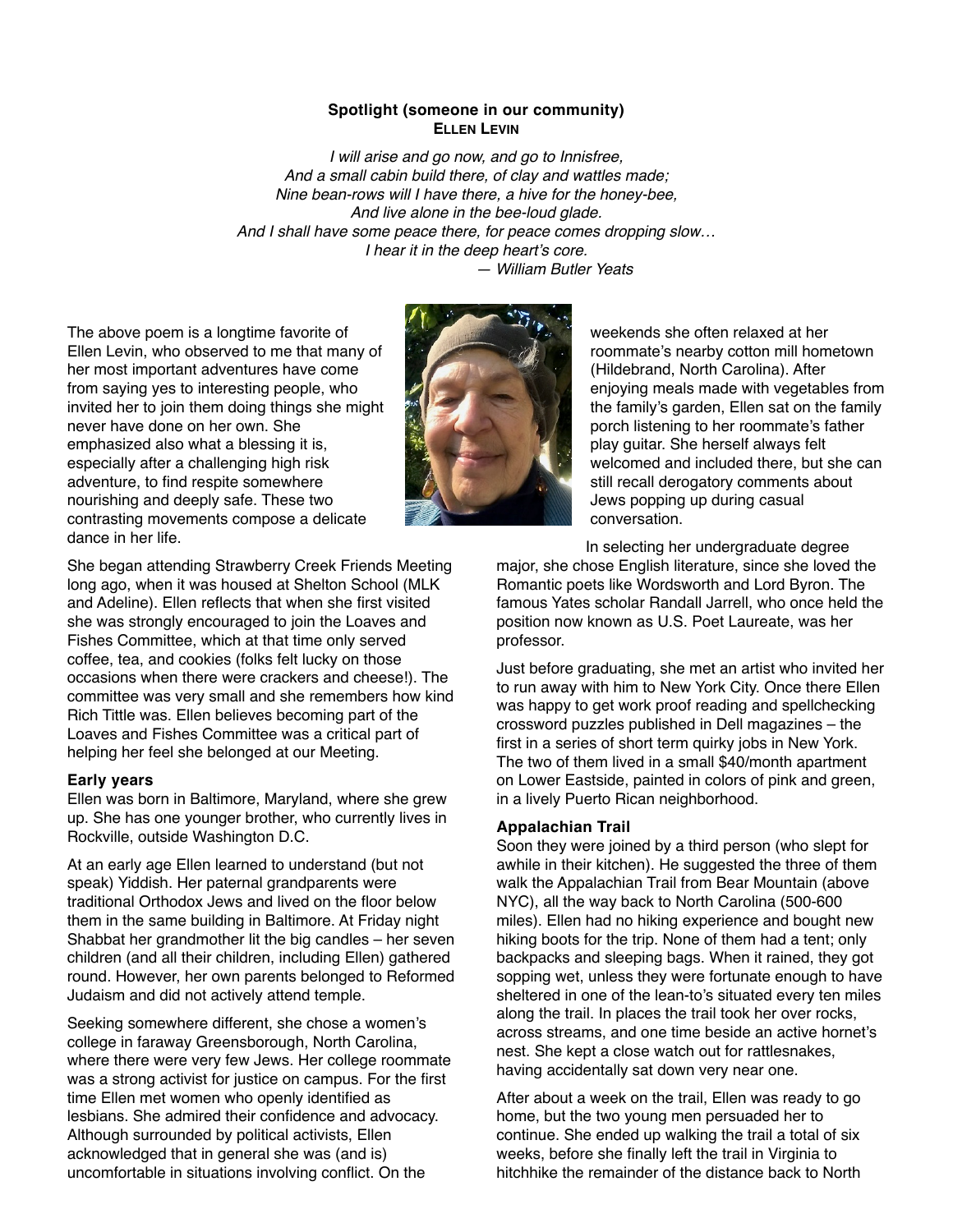**Spotlight (someone in our community)**
**ELLEN LEVIN**

*I will arise and go now, and go to Innisfree,*
*And a small cabin build there, of clay and wattles made;*
*Nine bean-rows will I have there, a hive for the honey-bee,*
*And live alone in the bee-loud glade.*
*And I shall have some peace there, for peace comes dropping slow…*
*I hear it in the deep heart's core.*
*— William Butler Yeats*

The above poem is a longtime favorite of Ellen Levin, who observed to me that many of her most important adventures have come from saying yes to interesting people, who invited her to join them doing things she might never have done on her own. She emphasized also what a blessing it is, especially after a challenging high risk adventure, to find respite somewhere nourishing and deeply safe. These two contrasting movements compose a delicate dance in her life.

She began attending Strawberry Creek Friends Meeting long ago, when it was housed at Shelton School (MLK and Adeline). Ellen reflects that when she first visited she was strongly encouraged to join the Loaves and Fishes Committee, which at that time only served coffee, tea, and cookies (folks felt lucky on those occasions when there were crackers and cheese!). The committee was very small and she remembers how kind Rich Tittle was. Ellen believes becoming part of the Loaves and Fishes Committee was a critical part of helping her feel she belonged at our Meeting.

**Early years**

Ellen was born in Baltimore, Maryland, where she grew up. She has one younger brother, who currently lives in Rockville, outside Washington D.C.

At an early age Ellen learned to understand (but not speak) Yiddish. Her paternal grandparents were traditional Orthodox Jews and lived on the floor below them in the same building in Baltimore. At Friday night Shabbat her grandmother lit the big candles – her seven children (and all their children, including Ellen) gathered round. However, her own parents belonged to Reformed Judaism and did not actively attend temple.

Seeking somewhere different, she chose a women's college in faraway Greensborough, North Carolina, where there were very few Jews. Her college roommate was a strong activist for justice on campus. For the first time Ellen met women who openly identified as lesbians. She admired their confidence and advocacy. Although surrounded by political activists, Ellen acknowledged that in general she was (and is) uncomfortable in situations involving conflict. On the weekends she often relaxed at her roommate's nearby cotton mill hometown (Hildebrand, North Carolina). After enjoying meals made with vegetables from the family's garden, Ellen sat on the family porch listening to her roommate's father play guitar. She herself always felt welcomed and included there, but she can still recall derogatory comments about Jews popping up during casual conversation.

In selecting her undergraduate degree major, she chose English literature, since she loved the Romantic poets like Wordsworth and Lord Byron. The famous Yates scholar Randall Jarrell, who once held the position now known as U.S. Poet Laureate, was her professor.

Just before graduating, she met an artist who invited her to run away with him to New York City. Once there Ellen was happy to get work proof reading and spellchecking crossword puzzles published in Dell magazines – the first in a series of short term quirky jobs in New York. The two of them lived in a small $40/month apartment on Lower Eastside, painted in colors of pink and green, in a lively Puerto Rican neighborhood.

**Appalachian Trail**

Soon they were joined by a third person (who slept for awhile in their kitchen). He suggested the three of them walk the Appalachian Trail from Bear Mountain (above NYC), all the way back to North Carolina (500-600 miles). Ellen had no hiking experience and bought new hiking boots for the trip. None of them had a tent; only backpacks and sleeping bags. When it rained, they got sopping wet, unless they were fortunate enough to have sheltered in one of the lean-to's situated every ten miles along the trail. In places the trail took her over rocks, across streams, and one time beside an active hornet's nest. She kept a close watch out for rattlesnakes, having accidentally sat down very near one.

After about a week on the trail, Ellen was ready to go home, but the two young men persuaded her to continue. She ended up walking the trail a total of six weeks, before she finally left the trail in Virginia to hitchhike the remainder of the distance back to North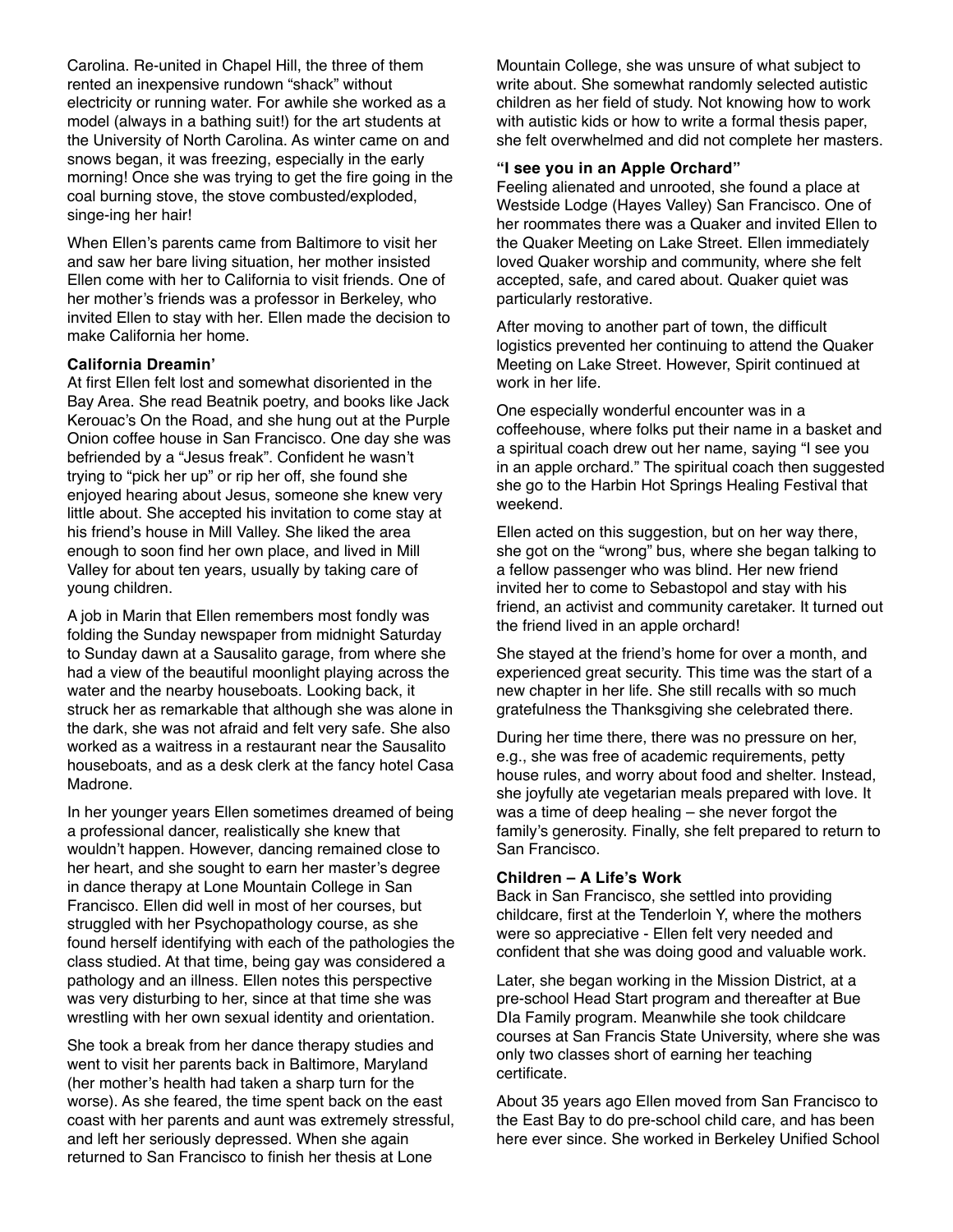Carolina. Re-united in Chapel Hill, the three of them rented an inexpensive rundown "shack" without electricity or running water. For awhile she worked as a model (always in a bathing suit!) for the art students at the University of North Carolina. As winter came on and snows began, it was freezing, especially in the early morning! Once she was trying to get the fire going in the coal burning stove, the stove combusted/exploded, singe-ing her hair!

When Ellen's parents came from Baltimore to visit her and saw her bare living situation, her mother insisted Ellen come with her to California to visit friends. One of her mother's friends was a professor in Berkeley, who invited Ellen to stay with her. Ellen made the decision to make California her home.

**California Dreamin'**

At first Ellen felt lost and somewhat disoriented in the Bay Area. She read Beatnik poetry, and books like Jack Kerouac's On the Road, and she hung out at the Purple Onion coffee house in San Francisco. One day she was befriended by a "Jesus freak". Confident he wasn't trying to "pick her up" or rip her off, she found she enjoyed hearing about Jesus, someone she knew very little about. She accepted his invitation to come stay at his friend's house in Mill Valley. She liked the area enough to soon find her own place, and lived in Mill Valley for about ten years, usually by taking care of young children.

A job in Marin that Ellen remembers most fondly was folding the Sunday newspaper from midnight Saturday to Sunday dawn at a Sausalito garage, from where she had a view of the beautiful moonlight playing across the water and the nearby houseboats. Looking back, it struck her as remarkable that although she was alone in the dark, she was not afraid and felt very safe. She also worked as a waitress in a restaurant near the Sausalito houseboats, and as a desk clerk at the fancy hotel Casa Madrone.

In her younger years Ellen sometimes dreamed of being a professional dancer, realistically she knew that wouldn't happen. However, dancing remained close to her heart, and she sought to earn her master's degree in dance therapy at Lone Mountain College in San Francisco. Ellen did well in most of her courses, but struggled with her Psychopathology course, as she found herself identifying with each of the pathologies the class studied. At that time, being gay was considered a pathology and an illness. Ellen notes this perspective was very disturbing to her, since at that time she was wrestling with her own sexual identity and orientation.

She took a break from her dance therapy studies and went to visit her parents back in Baltimore, Maryland (her mother's health had taken a sharp turn for the worse). As she feared, the time spent back on the east coast with her parents and aunt was extremely stressful, and left her seriously depressed. When she again returned to San Francisco to finish her thesis at Lone Mountain College, she was unsure of what subject to write about. She somewhat randomly selected autistic children as her field of study. Not knowing how to work with autistic kids or how to write a formal thesis paper, she felt overwhelmed and did not complete her masters.

**"I see you in an Apple Orchard"**

Feeling alienated and unrooted, she found a place at Westside Lodge (Hayes Valley) San Francisco. One of her roommates there was a Quaker and invited Ellen to the Quaker Meeting on Lake Street. Ellen immediately loved Quaker worship and community, where she felt accepted, safe, and cared about. Quaker quiet was particularly restorative.

After moving to another part of town, the difficult logistics prevented her continuing to attend the Quaker Meeting on Lake Street. However, Spirit continued at work in her life.

One especially wonderful encounter was in a coffeehouse, where folks put their name in a basket and a spiritual coach drew out her name, saying "I see you in an apple orchard." The spiritual coach then suggested she go to the Harbin Hot Springs Healing Festival that weekend.

Ellen acted on this suggestion, but on her way there, she got on the "wrong" bus, where she began talking to a fellow passenger who was blind. Her new friend invited her to come to Sebastopol and stay with his friend, an activist and community caretaker. It turned out the friend lived in an apple orchard!

She stayed at the friend's home for over a month, and experienced great security. This time was the start of a new chapter in her life. She still recalls with so much gratefulness the Thanksgiving she celebrated there.

During her time there, there was no pressure on her, e.g., she was free of academic requirements, petty house rules, and worry about food and shelter. Instead, she joyfully ate vegetarian meals prepared with love. It was a time of deep healing – she never forgot the family's generosity. Finally, she felt prepared to return to San Francisco.

**Children – A Life's Work**

Back in San Francisco, she settled into providing childcare, first at the Tenderloin Y, where the mothers were so appreciative - Ellen felt very needed and confident that she was doing good and valuable work.

Later, she began working in the Mission District, at a pre-school Head Start program and thereafter at Bue DIa Family program. Meanwhile she took childcare courses at San Francis State University, where she was only two classes short of earning her teaching certificate.

About 35 years ago Ellen moved from San Francisco to the East Bay to do pre-school child care, and has been here ever since. She worked in Berkeley Unified School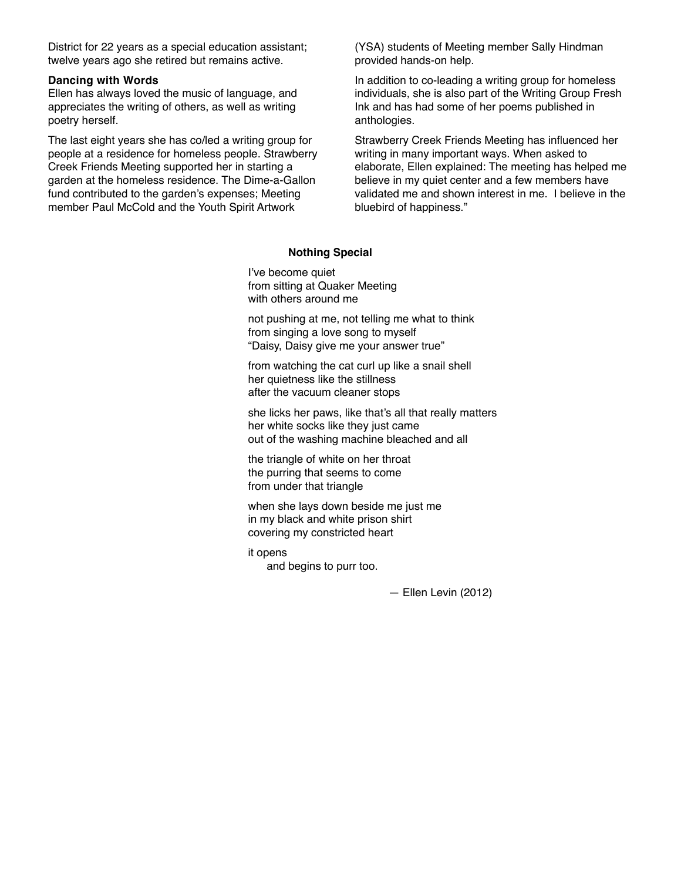District for 22 years as a special education assistant; twelve years ago she retired but remains active.

**Dancing with Words**

Ellen has always loved the music of language, and appreciates the writing of others, as well as writing poetry herself.

The last eight years she has co/led a writing group for people at a residence for homeless people. Strawberry Creek Friends Meeting supported her in starting a garden at the homeless residence. The Dime-a-Gallon fund contributed to the garden's expenses; Meeting member Paul McCold and the Youth Spirit Artwork (YSA) students of Meeting member Sally Hindman provided hands-on help.

In addition to co-leading a writing group for homeless individuals, she is also part of the Writing Group Fresh Ink and has had some of her poems published in anthologies.

Strawberry Creek Friends Meeting has influenced her writing in many important ways. When asked to elaborate, Ellen explained: The meeting has helped me believe in my quiet center and a few members have validated me and shown interest in me. I believe in the bluebird of happiness."

**Nothing Special**

I've become quiet
from sitting at Quaker Meeting
with others around me

not pushing at me, not telling me what to think
from singing a love song to myself
"Daisy, Daisy give me your answer true"

from watching the cat curl up like a snail shell
her quietness like the stillness
after the vacuum cleaner stops

she licks her paws, like that's all that really matters
her white socks like they just came
out of the washing machine bleached and all

the triangle of white on her throat
the purring that seems to come
from under that triangle

when she lays down beside me just me
in my black and white prison shirt
covering my constricted heart

it opens
    and begins to purr too.

— Ellen Levin (2012)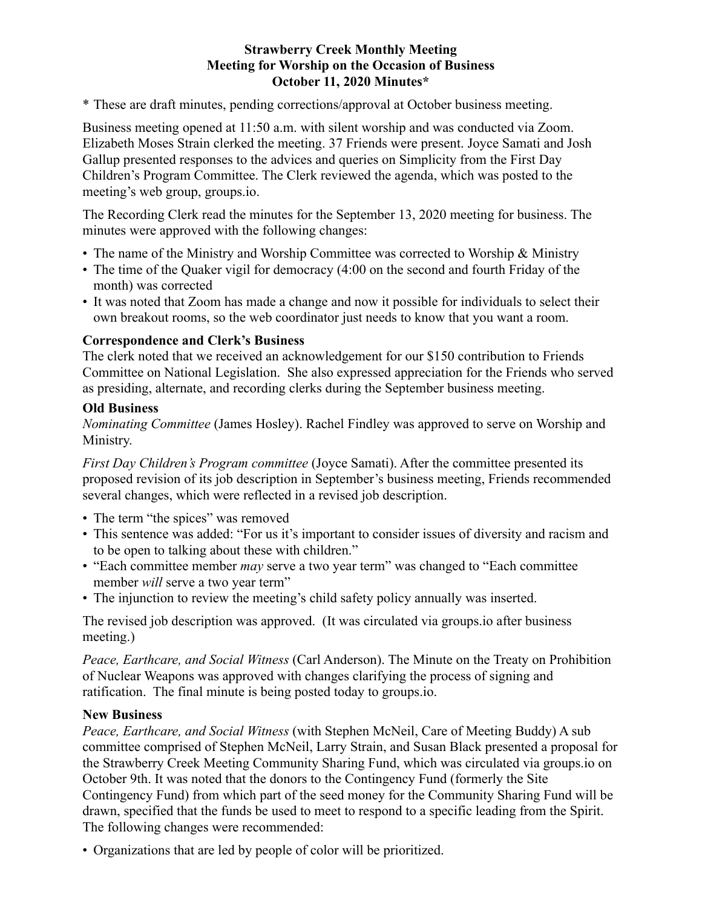**Strawberry Creek Monthly Meeting**
**Meeting for Worship on the Occasion of Business**
**October 11, 2020 Minutes***

* These are draft minutes, pending corrections/approval at October business meeting.

Business meeting opened at 11:50 a.m. with silent worship and was conducted via Zoom. Elizabeth Moses Strain clerked the meeting. 37 Friends were present. Joyce Samati and Josh Gallup presented responses to the advices and queries on Simplicity from the First Day Children's Program Committee. The Clerk reviewed the agenda, which was posted to the meeting's web group, groups.io.

The Recording Clerk read the minutes for the September 13, 2020 meeting for business. The minutes were approved with the following changes:

- The name of the Ministry and Worship Committee was corrected to Worship & Ministry
- The time of the Quaker vigil for democracy (4:00 on the second and fourth Friday of the month) was corrected
- It was noted that Zoom has made a change and now it possible for individuals to select their own breakout rooms, so the web coordinator just needs to know that you want a room.

### Correspondence and Clerk's Business

The clerk noted that we received an acknowledgement for our $150 contribution to Friends Committee on National Legislation. She also expressed appreciation for the Friends who served as presiding, alternate, and recording clerks during the September business meeting.

### Old Business

*Nominating Committee* (James Hosley). Rachel Findley was approved to serve on Worship and Ministry.

*First Day Children's Program committee* (Joyce Samati). After the committee presented its proposed revision of its job description in September's business meeting, Friends recommended several changes, which were reflected in a revised job description.

- The term "the spices" was removed
- This sentence was added: "For us it's important to consider issues of diversity and racism and to be open to talking about these with children."
- "Each committee member *may* serve a two year term" was changed to "Each committee member *will* serve a two year term"
- The injunction to review the meeting's child safety policy annually was inserted.

The revised job description was approved. (It was circulated via groups.io after business meeting.)

*Peace, Earthcare, and Social Witness* (Carl Anderson). The Minute on the Treaty on Prohibition of Nuclear Weapons was approved with changes clarifying the process of signing and ratification. The final minute is being posted today to groups.io.

### New Business

*Peace, Earthcare, and Social Witness* (with Stephen McNeil, Care of Meeting Buddy) A sub committee comprised of Stephen McNeil, Larry Strain, and Susan Black presented a proposal for the Strawberry Creek Meeting Community Sharing Fund, which was circulated via groups.io on October 9th. It was noted that the donors to the Contingency Fund (formerly the Site Contingency Fund) from which part of the seed money for the Community Sharing Fund will be drawn, specified that the funds be used to meet to respond to a specific leading from the Spirit. The following changes were recommended:

- Organizations that are led by people of color will be prioritized.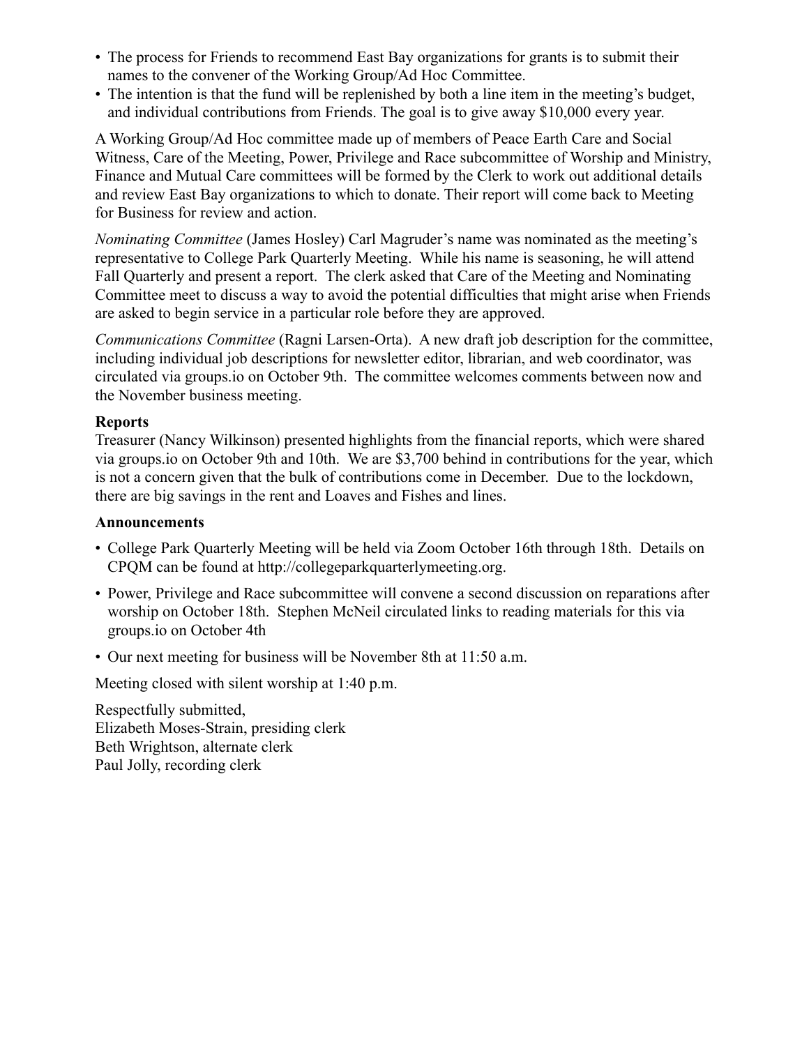- The process for Friends to recommend East Bay organizations for grants is to submit their names to the convener of the Working Group/Ad Hoc Committee.
- The intention is that the fund will be replenished by both a line item in the meeting's budget, and individual contributions from Friends. The goal is to give away $10,000 every year.

A Working Group/Ad Hoc committee made up of members of Peace Earth Care and Social Witness, Care of the Meeting, Power, Privilege and Race subcommittee of Worship and Ministry, Finance and Mutual Care committees will be formed by the Clerk to work out additional details and review East Bay organizations to which to donate. Their report will come back to Meeting for Business for review and action.

*Nominating Committee* (James Hosley) Carl Magruder's name was nominated as the meeting's representative to College Park Quarterly Meeting. While his name is seasoning, he will attend Fall Quarterly and present a report. The clerk asked that Care of the Meeting and Nominating Committee meet to discuss a way to avoid the potential difficulties that might arise when Friends are asked to begin service in a particular role before they are approved.

*Communications Committee* (Ragni Larsen-Orta). A new draft job description for the committee, including individual job descriptions for newsletter editor, librarian, and web coordinator, was circulated via groups.io on October 9th. The committee welcomes comments between now and the November business meeting.

**Reports**

Treasurer (Nancy Wilkinson) presented highlights from the financial reports, which were shared via groups.io on October 9th and 10th. We are $3,700 behind in contributions for the year, which is not a concern given that the bulk of contributions come in December. Due to the lockdown, there are big savings in the rent and Loaves and Fishes and lines.

**Announcements**

- College Park Quarterly Meeting will be held via Zoom October 16th through 18th. Details on CPQM can be found at http://collegeparkquarterlymeeting.org.
- Power, Privilege and Race subcommittee will convene a second discussion on reparations after worship on October 18th. Stephen McNeil circulated links to reading materials for this via groups.io on October 4th
- Our next meeting for business will be November 8th at 11:50 a.m.

Meeting closed with silent worship at 1:40 p.m.

Respectfully submitted,
Elizabeth Moses-Strain, presiding clerk
Beth Wrightson, alternate clerk
Paul Jolly, recording clerk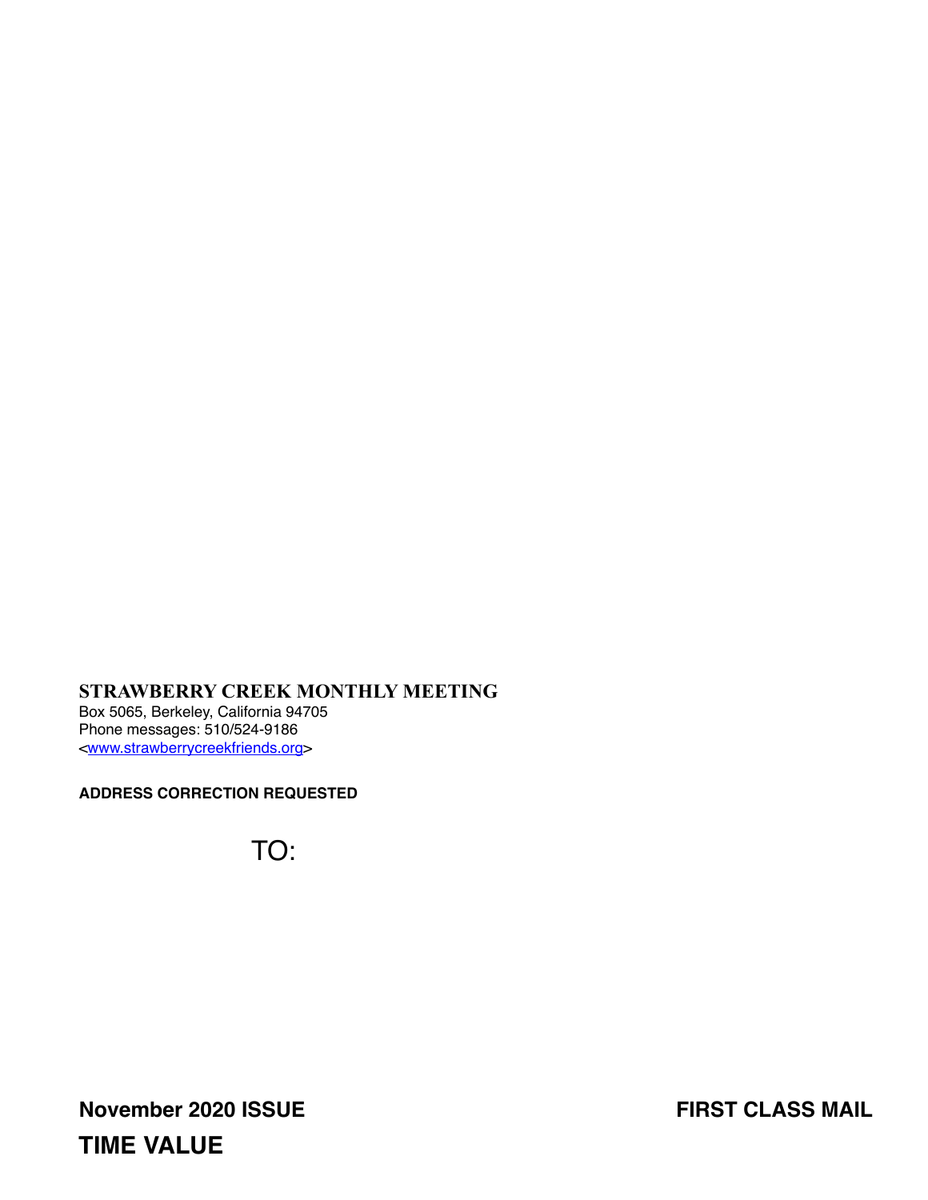**STRAWBERRY CREEK MONTHLY MEETING**
Box 5065, Berkeley, California 94705
Phone messages: 510/524-9186
<www.strawberrycreekfriends.org>

**ADDRESS CORRECTION REQUESTED**

TO:

**November 2020 ISSUE**

**FIRST CLASS MAIL**

**TIME VALUE**